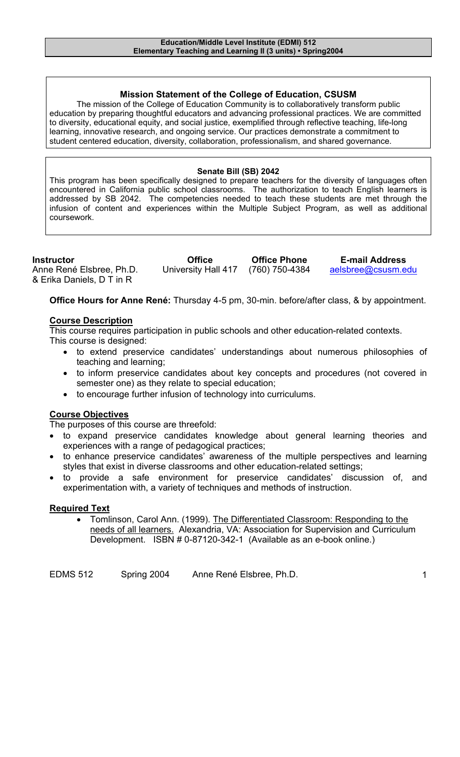**Education/Middle Level Institute (EDMI) 512**
**Elementary Teaching and Learning II (3 units) • Spring2004**

## Mission Statement of the College of Education, CSUSM

The mission of the College of Education Community is to collaboratively transform public education by preparing thoughtful educators and advancing professional practices. We are committed to diversity, educational equity, and social justice, exemplified through reflective teaching, life-long learning, innovative research, and ongoing service. Our practices demonstrate a commitment to student centered education, diversity, collaboration, professionalism, and shared governance.

## Senate Bill (SB) 2042

This program has been specifically designed to prepare teachers for the diversity of languages often encountered in California public school classrooms. The authorization to teach English learners is addressed by SB 2042. The competencies needed to teach these students are met through the infusion of content and experiences within the Multiple Subject Program, as well as additional coursework.

| **Instructor** | **Office** | **Office Phone** | **E-mail Address** |
| --- | --- | --- | --- |
| Anne René Elsbree, Ph.D. & Erika Daniels, D T in R | University Hall 417 | (760) 750-4384 | aelsbree@csusm.edu |

**Office Hours for Anne René:** Thursday 4-5 pm, 30-min. before/after class, & by appointment.

## Course Description

This course requires participation in public schools and other education-related contexts. This course is designed:

- to extend preservice candidates' understandings about numerous philosophies of teaching and learning;
- to inform preservice candidates about key concepts and procedures (not covered in semester one) as they relate to special education;
- to encourage further infusion of technology into curriculums.

## Course Objectives

The purposes of this course are threefold:

- to expand preservice candidates knowledge about general learning theories and experiences with a range of pedagogical practices;
- to enhance preservice candidates' awareness of the multiple perspectives and learning styles that exist in diverse classrooms and other education-related settings;
- to provide a safe environment for preservice candidates' discussion of, and experimentation with, a variety of techniques and methods of instruction.

## Required Text

- Tomlinson, Carol Ann. (1999). The Differentiated Classroom: Responding to the needs of all learners. Alexandria, VA: Association for Supervision and Curriculum Development. ISBN # 0-87120-342-1 (Available as an e-book online.)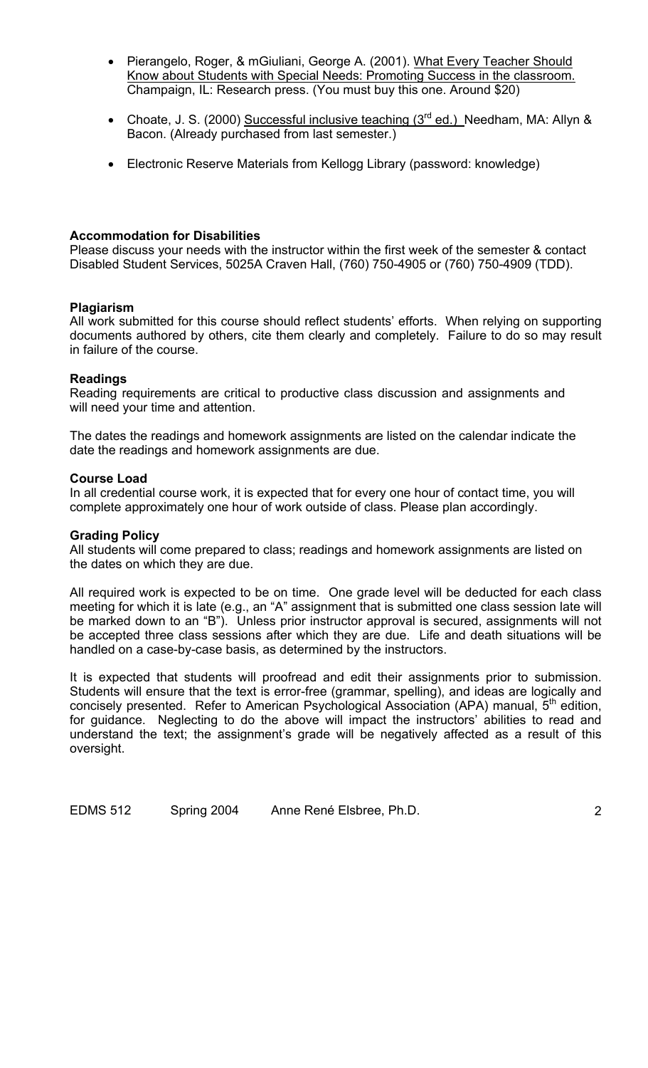- Pierangelo, Roger, & mGiuliani, George A. (2001). What Every Teacher Should Know about Students with Special Needs: Promoting Success in the classroom. Champaign, IL: Research press. (You must buy this one. Around $20)

- Choate, J. S. (2000) Successful inclusive teaching (3rd ed.) Needham, MA: Allyn & Bacon. (Already purchased from last semester.)

- Electronic Reserve Materials from Kellogg Library (password: knowledge)

**Accommodation for Disabilities**
Please discuss your needs with the instructor within the first week of the semester & contact Disabled Student Services, 5025A Craven Hall, (760) 750-4905 or (760) 750-4909 (TDD).

**Plagiarism**
All work submitted for this course should reflect students' efforts. When relying on supporting documents authored by others, cite them clearly and completely. Failure to do so may result in failure of the course.

**Readings**
Reading requirements are critical to productive class discussion and assignments and will need your time and attention.

The dates the readings and homework assignments are listed on the calendar indicate the date the readings and homework assignments are due.

**Course Load**
In all credential course work, it is expected that for every one hour of contact time, you will complete approximately one hour of work outside of class. Please plan accordingly.

**Grading Policy**
All students will come prepared to class; readings and homework assignments are listed on the dates on which they are due.

All required work is expected to be on time. One grade level will be deducted for each class meeting for which it is late (e.g., an "A" assignment that is submitted one class session late will be marked down to an "B"). Unless prior instructor approval is secured, assignments will not be accepted three class sessions after which they are due. Life and death situations will be handled on a case-by-case basis, as determined by the instructors.

It is expected that students will proofread and edit their assignments prior to submission. Students will ensure that the text is error-free (grammar, spelling), and ideas are logically and concisely presented. Refer to American Psychological Association (APA) manual, 5th edition, for guidance. Neglecting to do the above will impact the instructors' abilities to read and understand the text; the assignment's grade will be negatively affected as a result of this oversight.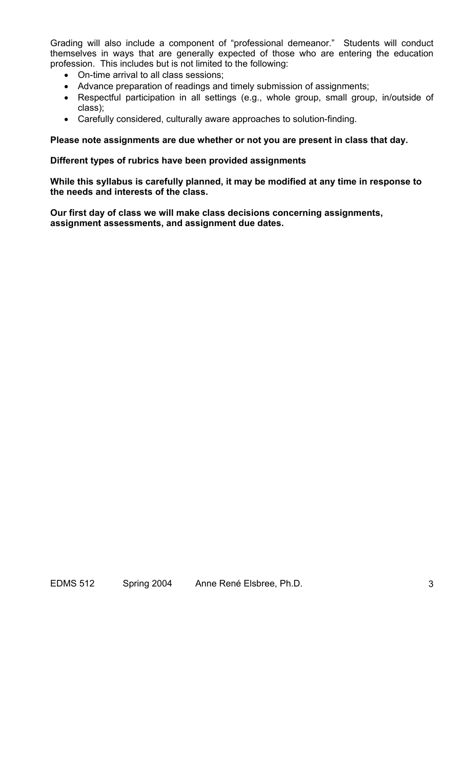Grading will also include a component of "professional demeanor." Students will conduct themselves in ways that are generally expected of those who are entering the education profession. This includes but is not limited to the following:

- On-time arrival to all class sessions;
- Advance preparation of readings and timely submission of assignments;
- Respectful participation in all settings (e.g., whole group, small group, in/outside of class);
- Carefully considered, culturally aware approaches to solution-finding.

**Please note assignments are due whether or not you are present in class that day.**

**Different types of rubrics have been provided assignments**

**While this syllabus is carefully planned, it may be modified at any time in response to the needs and interests of the class.**

**Our first day of class we will make class decisions concerning assignments, assignment assessments, and assignment due dates.**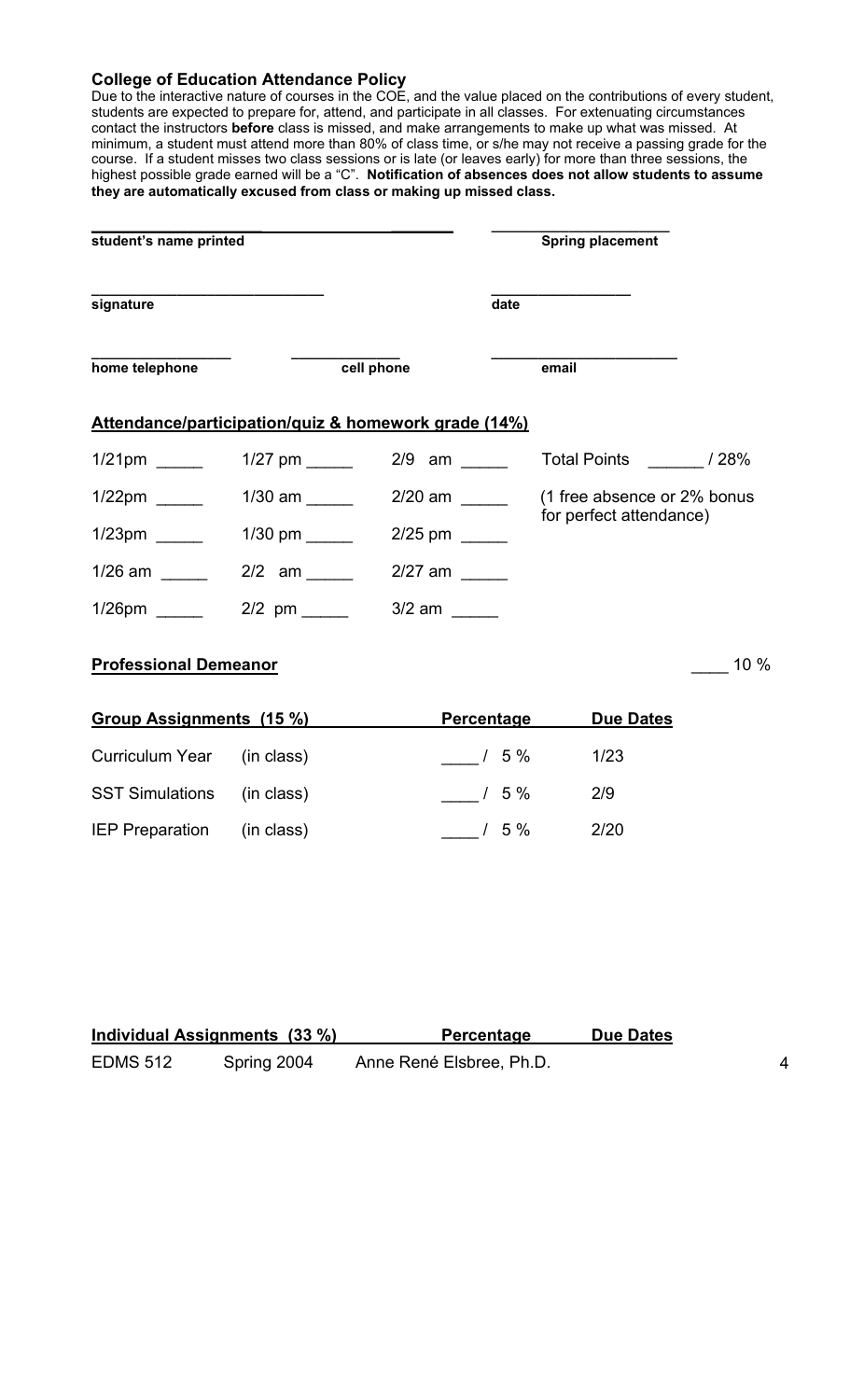**College of Education Attendance Policy**
Due to the interactive nature of courses in the COE, and the value placed on the contributions of every student, students are expected to prepare for, attend, and participate in all classes. For extenuating circumstances contact the instructors **before** class is missed, and make arrangements to make up what was missed. At minimum, a student must attend more than 80% of class time, or s/he may not receive a passing grade for the course. If a student misses two class sessions or is late (or leaves early) for more than three sessions, the highest possible grade earned will be a "C". **Notification of absences does not allow students to assume they are automatically excused from class or making up missed class.**

| ______________________________ | ______________________ |
|---|---|
| **student's name printed** | **Spring placement** |
| ____________________________ | __________________ |
| **signature** | **date** |

| _________________ | _____________ | _______________________ |
|---|---|---|
| **home telephone** | **cell phone** | **email** |

**Attendance/participation/quiz & homework grade (14%)**

| | | | |
|---|---|---|---|
| 1/21pm _____ | 1/27 pm _____ | 2/9 am _____ | Total Points ______ / 28% |
| 1/22pm _____ | 1/30 am _____ | 2/20 am _____ | (1 free absence or 2% bonus for perfect attendance) |
| 1/23pm _____ | 1/30 pm _____ | 2/25 pm _____ | |
| 1/26 am _____ | 2/2 am _____ | 2/27 am _____ | |
| 1/26pm _____ | 2/2 pm _____ | 3/2 am _____ | |

**Professional Demeanor** ____ 10 %

| **Group Assignments (15 %)** | | **Percentage** | **Due Dates** |
|---|---|---|---|
| Curriculum Year | (in class) | ____ / 5 % | 1/23 |
| SST Simulations | (in class) | ____ / 5 % | 2/9 |
| IEP Preparation | (in class) | ____ / 5 % | 2/20 |

| **Individual Assignments (33 %)** | **Percentage** | **Due Dates** |
|---|---|---|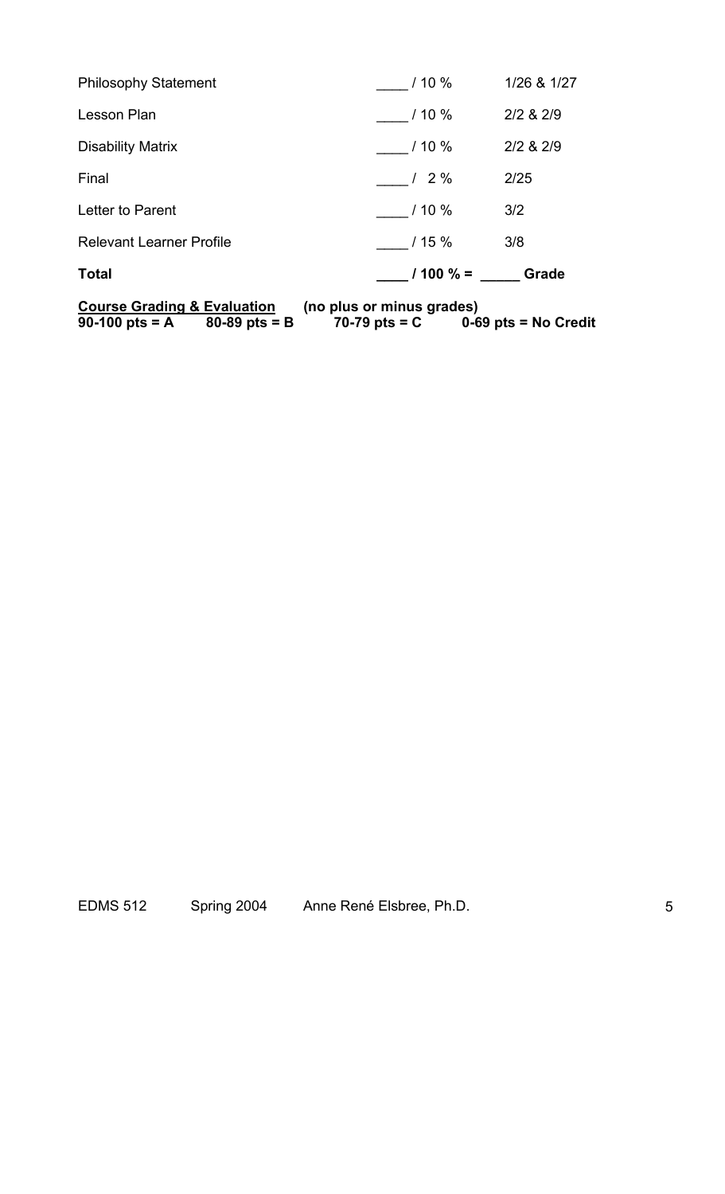| | | |
|---|---|---|
| Philosophy Statement | ____ / 10 % | 1/26 & 1/27 |
| Lesson Plan | ____ / 10 % | 2/2 & 2/9 |
| Disability Matrix | ____ / 10 % | 2/2 & 2/9 |
| Final | ____ / 2 % | 2/25 |
| Letter to Parent | ____ / 10 % | 3/2 |
| Relevant Learner Profile | ____ / 15 % | 3/8 |
| **Total** | **____ / 100 % = _____** | **Grade** |

**Course Grading & Evaluation** **(no plus or minus grades)**

**90-100 pts = A** **80-89 pts = B** **70-79 pts = C** **0-69 pts = No Credit**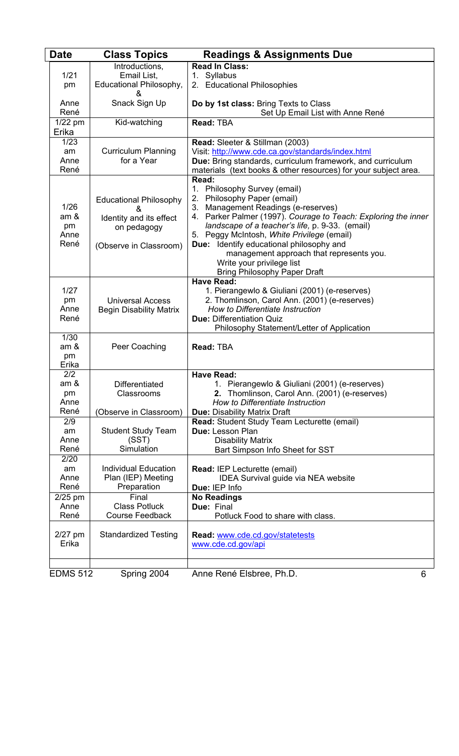| Date | Class Topics | Readings & Assignments Due |
|---|---|---|
| 1/21 pm Anne René | Introductions, Email List, Educational Philosophy, & Snack Sign Up | **Read In Class:** 1. Syllabus 2. Educational Philosophies **Do by 1st class:** Bring Texts to Class Set Up Email List with Anne René |
| 1/22 pm Erika | Kid-watching | **Read:** TBA |
| 1/23 am Anne René | Curriculum Planning for a Year | **Read:** Sleeter & Stillman (2003) Visit: http://www.cde.ca.gov/standards/index.html **Due:** Bring standards, curriculum framework, and curriculum materials (text books & other resources) for your subject area. |
| 1/26 am & pm Anne René | Educational Philosophy & Identity and its effect on pedagogy (Observe in Classroom) | **Read:** 1. Philosophy Survey (email) 2. Philosophy Paper (email) 3. Management Readings (e-reserves) 4. Parker Palmer (1997). *Courage to Teach: Exploring the inner landscape of a teacher's life*, p. 9-33. (email) 5. Peggy McIntosh, *White Privilege* (email) **Due:** Identify educational philosophy and management approach that represents you. Write your privilege list Bring Philosophy Paper Draft |
| 1/27 pm Anne René | Universal Access Begin Disability Matrix | **Have Read:** 1. Pierangewlo & Giuliani (2001) (e-reserves) 2. Thomlinson, Carol Ann. (2001) (e-reserves) *How to Differentiate Instruction* **Due:** Differentiation Quiz Philosophy Statement/Letter of Application |
| 1/30 am & pm Erika | Peer Coaching | **Read:** TBA |
| 2/2 am & pm Anne René | Differentiated Classrooms (Observe in Classroom) | **Have Read:** 1. Pierangewlo & Giuliani (2001) (e-reserves) **2.** Thomlinson, Carol Ann. (2001) (e-reserves) *How to Differentiate Instruction* **Due:** Disability Matrix Draft |
| 2/9 am Anne René | Student Study Team (SST) Simulation | **Read:** Student Study Team Lecturette (email) **Due:** Lesson Plan Disability Matrix Bart Simpson Info Sheet for SST |
| 2/20 am Anne René | Individual Education Plan (IEP) Meeting Preparation | **Read:** IEP Lecturette (email) IDEA Survival guide via NEA website **Due:** IEP Info |
| 2/25 pm Anne René | Final Class Potluck Course Feedback | **No Readings** **Due:** Final Potluck Food to share with class. |
| 2/27 pm Erika | Standardized Testing | **Read:** www.cde.cd.gov/statetests www.cde.cd.gov/api |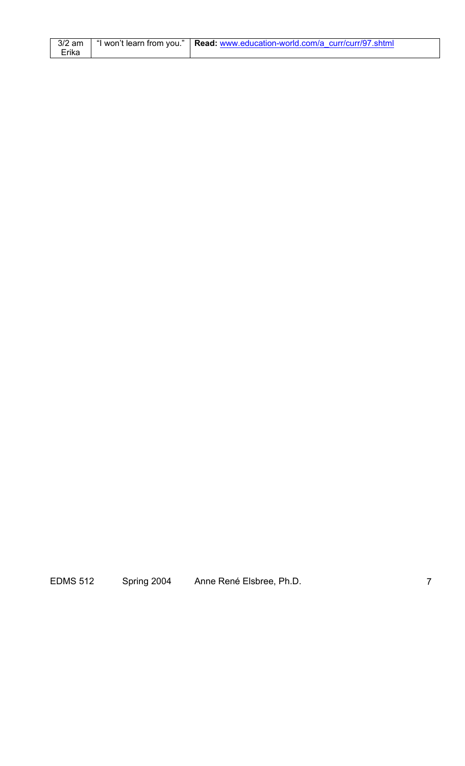| 3/2 am<br>Erika | "I won't learn from you." | **Read:** www.education-world.com/a_curr/curr/97.shtml |
|---|---|---|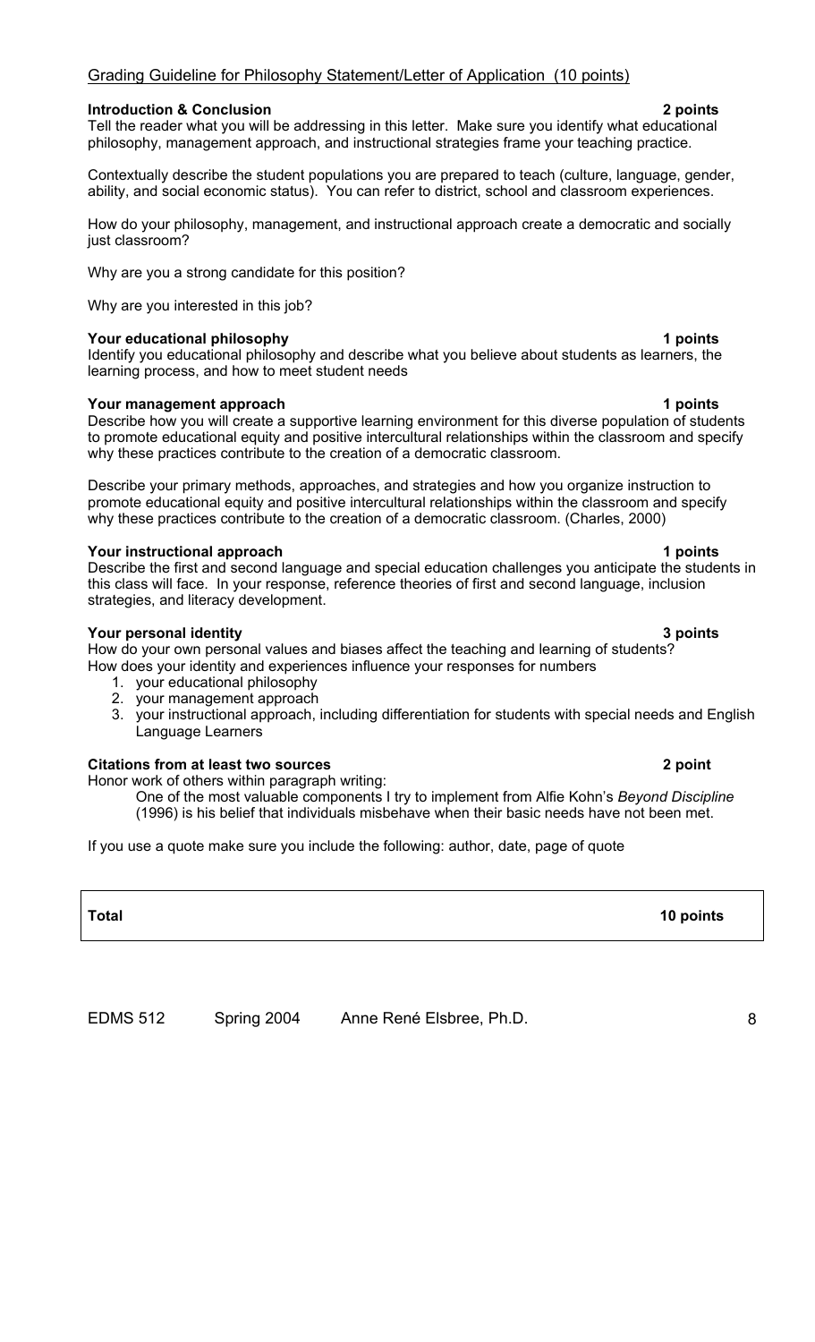## Grading Guideline for Philosophy Statement/Letter of Application (10 points)

**Introduction & Conclusion** **2 points**

Tell the reader what you will be addressing in this letter. Make sure you identify what educational philosophy, management approach, and instructional strategies frame your teaching practice.

Contextually describe the student populations you are prepared to teach (culture, language, gender, ability, and social economic status). You can refer to district, school and classroom experiences.

How do your philosophy, management, and instructional approach create a democratic and socially just classroom?

Why are you a strong candidate for this position?

Why are you interested in this job?

**Your educational philosophy** **1 points**

Identify you educational philosophy and describe what you believe about students as learners, the learning process, and how to meet student needs

**Your management approach** **1 points**

Describe how you will create a supportive learning environment for this diverse population of students to promote educational equity and positive intercultural relationships within the classroom and specify why these practices contribute to the creation of a democratic classroom.

Describe your primary methods, approaches, and strategies and how you organize instruction to promote educational equity and positive intercultural relationships within the classroom and specify why these practices contribute to the creation of a democratic classroom. (Charles, 2000)

**Your instructional approach** **1 points**

Describe the first and second language and special education challenges you anticipate the students in this class will face. In your response, reference theories of first and second language, inclusion strategies, and literacy development.

**Your personal identity** **3 points**

How do your own personal values and biases affect the teaching and learning of students?
How does your identity and experiences influence your responses for numbers

1. your educational philosophy
2. your management approach
3. your instructional approach, including differentiation for students with special needs and English Language Learners

**Citations from at least two sources** **2 point**

Honor work of others within paragraph writing:

> One of the most valuable components I try to implement from Alfie Kohn's *Beyond Discipline* (1996) is his belief that individuals misbehave when their basic needs have not been met.

If you use a quote make sure you include the following: author, date, page of quote

| **Total** | **10 points** |
|---|---|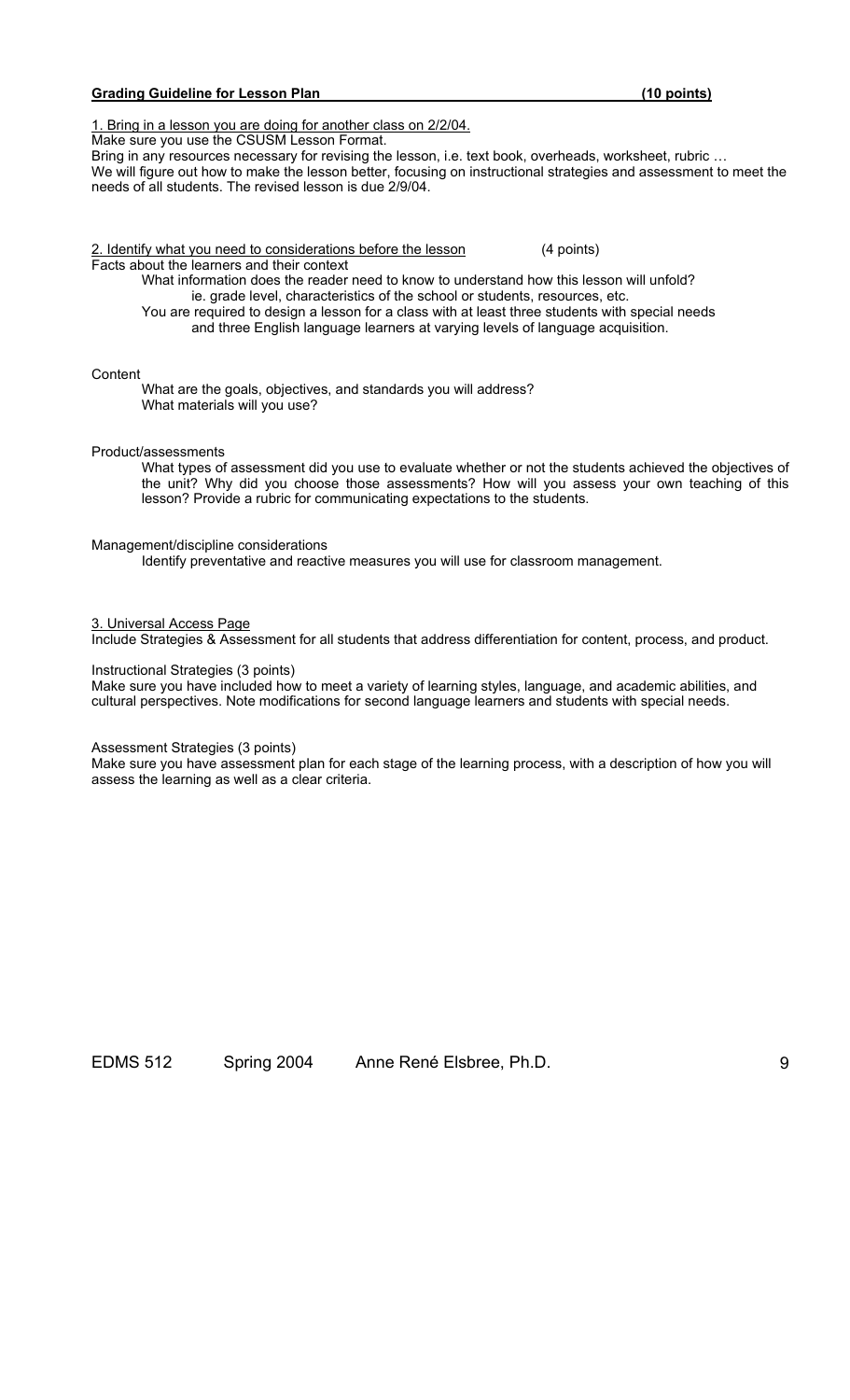**Grading Guideline for Lesson Plan (10 points)**

1. Bring in a lesson you are doing for another class on 2/2/04.

Make sure you use the CSUSM Lesson Format.
Bring in any resources necessary for revising the lesson, i.e. text book, overheads, worksheet, rubric …
We will figure out how to make the lesson better, focusing on instructional strategies and assessment to meet the needs of all students. The revised lesson is due 2/9/04.

2. Identify what you need to considerations before the lesson (4 points)

Facts about the learners and their context

What information does the reader need to know to understand how this lesson will unfold? ie. grade level, characteristics of the school or students, resources, etc.

You are required to design a lesson for a class with at least three students with special needs and three English language learners at varying levels of language acquisition.

Content

What are the goals, objectives, and standards you will address?
What materials will you use?

Product/assessments

What types of assessment did you use to evaluate whether or not the students achieved the objectives of the unit? Why did you choose those assessments? How will you assess your own teaching of this lesson? Provide a rubric for communicating expectations to the students.

Management/discipline considerations

Identify preventative and reactive measures you will use for classroom management.

3. Universal Access Page

Include Strategies & Assessment for all students that address differentiation for content, process, and product.

Instructional Strategies (3 points)
Make sure you have included how to meet a variety of learning styles, language, and academic abilities, and cultural perspectives. Note modifications for second language learners and students with special needs.

Assessment Strategies (3 points)
Make sure you have assessment plan for each stage of the learning process, with a description of how you will assess the learning as well as a clear criteria.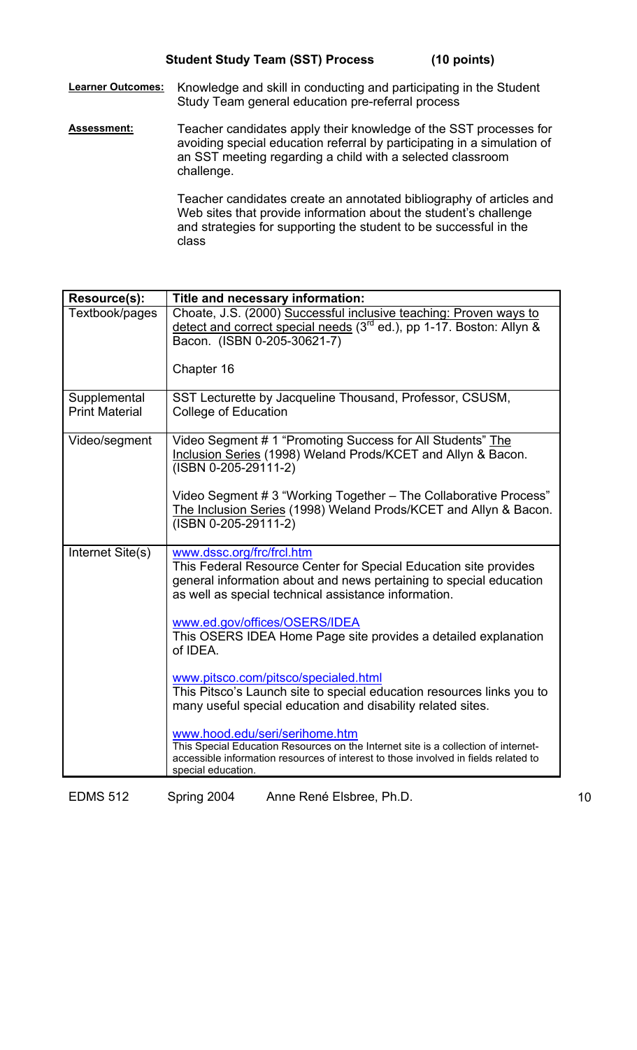## Student Study Team (SST) Process (10 points)

**Learner Outcomes:** Knowledge and skill in conducting and participating in the Student Study Team general education pre-referral process

**Assessment:** Teacher candidates apply their knowledge of the SST processes for avoiding special education referral by participating in a simulation of an SST meeting regarding a child with a selected classroom challenge.

Teacher candidates create an annotated bibliography of articles and Web sites that provide information about the student's challenge and strategies for supporting the student to be successful in the class

| Resource(s): | Title and necessary information: |
|---|---|
| Textbook/pages | Choate, J.S. (2000) Successful inclusive teaching: Proven ways to detect and correct special needs (3rd ed.), pp 1-17. Boston: Allyn & Bacon. (ISBN 0-205-30621-7)<br><br>Chapter 16 |
| Supplemental Print Material | SST Lecturette by Jacqueline Thousand, Professor, CSUSM, College of Education |
| Video/segment | Video Segment # 1 "Promoting Success for All Students" The Inclusion Series (1998) Weland Prods/KCET and Allyn & Bacon. (ISBN 0-205-29111-2)<br><br>Video Segment # 3 "Working Together – The Collaborative Process" The Inclusion Series (1998) Weland Prods/KCET and Allyn & Bacon. (ISBN 0-205-29111-2) |
| Internet Site(s) | www.dssc.org/frc/frcl.htm<br>This Federal Resource Center for Special Education site provides general information about and news pertaining to special education as well as special technical assistance information.<br><br>www.ed.gov/offices/OSERS/IDEA<br>This OSERS IDEA Home Page site provides a detailed explanation of IDEA.<br><br>www.pitsco.com/pitsco/specialed.html<br>This Pitsco's Launch site to special education resources links you to many useful special education and disability related sites.<br><br>www.hood.edu/seri/serihome.htm<br>This Special Education Resources on the Internet site is a collection of internet-accessible information resources of interest to those involved in fields related to special education. |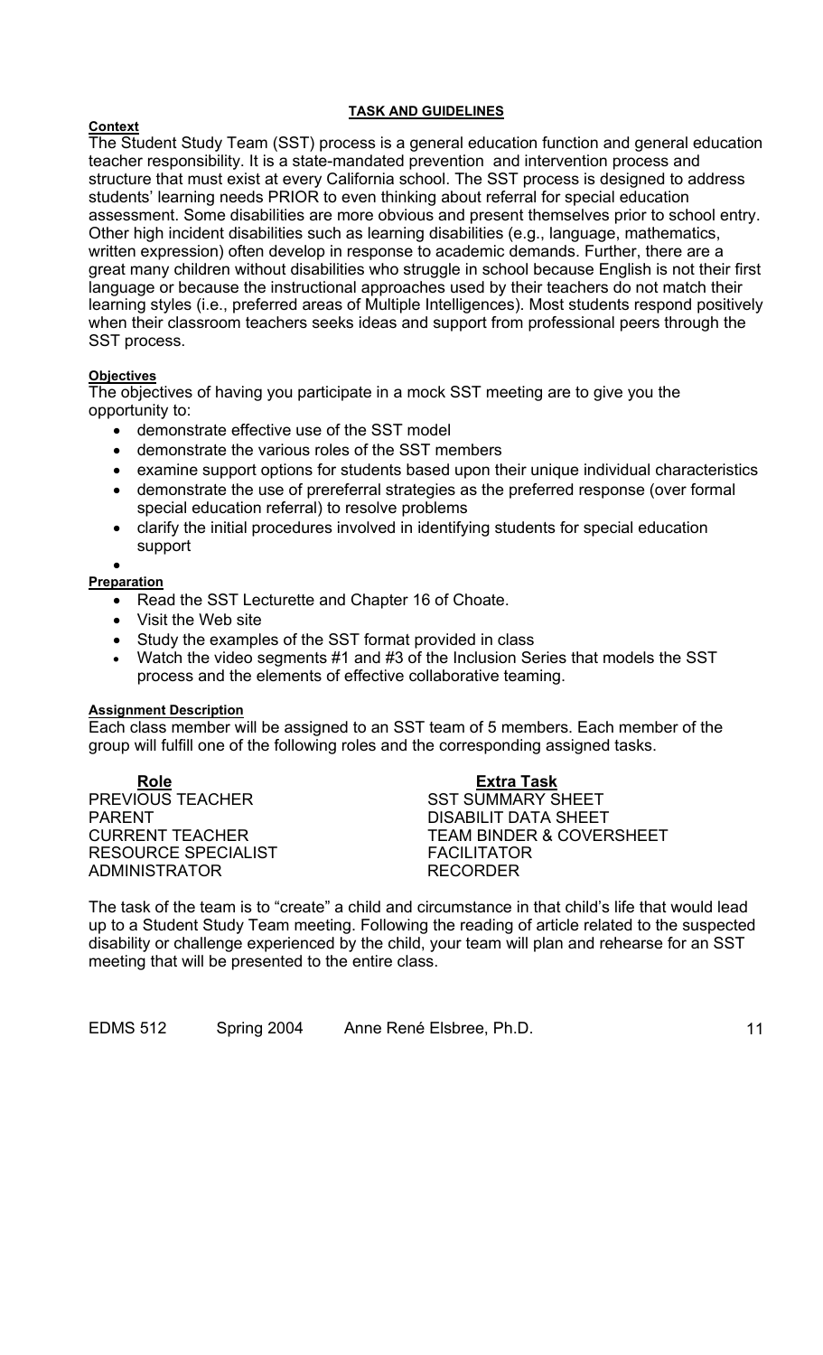## TASK AND GUIDELINES

### Context

The Student Study Team (SST) process is a general education function and general education teacher responsibility. It is a state-mandated prevention and intervention process and structure that must exist at every California school. The SST process is designed to address students' learning needs PRIOR to even thinking about referral for special education assessment. Some disabilities are more obvious and present themselves prior to school entry. Other high incident disabilities such as learning disabilities (e.g., language, mathematics, written expression) often develop in response to academic demands. Further, there are a great many children without disabilities who struggle in school because English is not their first language or because the instructional approaches used by their teachers do not match their learning styles (i.e., preferred areas of Multiple Intelligences). Most students respond positively when their classroom teachers seeks ideas and support from professional peers through the SST process.

### Objectives

The objectives of having you participate in a mock SST meeting are to give you the opportunity to:

- demonstrate effective use of the SST model
- demonstrate the various roles of the SST members
- examine support options for students based upon their unique individual characteristics
- demonstrate the use of prereferral strategies as the preferred response (over formal special education referral) to resolve problems
- clarify the initial procedures involved in identifying students for special education support

### Preparation

- Read the SST Lecturette and Chapter 16 of Choate.
- Visit the Web site
- Study the examples of the SST format provided in class
- Watch the video segments #1 and #3 of the Inclusion Series that models the SST process and the elements of effective collaborative teaming.

### Assignment Description

Each class member will be assigned to an SST team of 5 members. Each member of the group will fulfill one of the following roles and the corresponding assigned tasks.

| Role | Extra Task |
|---|---|
| PREVIOUS TEACHER | SST SUMMARY SHEET |
| PARENT | DISABILIT DATA SHEET |
| CURRENT TEACHER | TEAM BINDER & COVERSHEET |
| RESOURCE SPECIALIST | FACILITATOR |
| ADMINISTRATOR | RECORDER |

The task of the team is to "create" a child and circumstance in that child's life that would lead up to a Student Study Team meeting. Following the reading of article related to the suspected disability or challenge experienced by the child, your team will plan and rehearse for an SST meeting that will be presented to the entire class.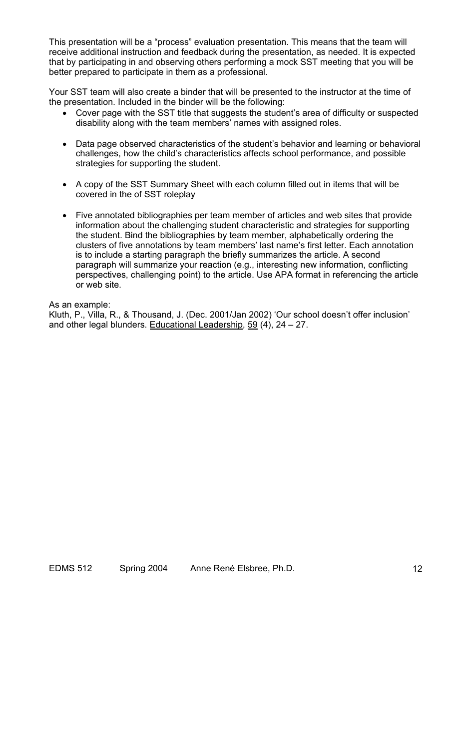This presentation will be a "process" evaluation presentation. This means that the team will receive additional instruction and feedback during the presentation, as needed. It is expected that by participating in and observing others performing a mock SST meeting that you will be better prepared to participate in them as a professional.

Your SST team will also create a binder that will be presented to the instructor at the time of the presentation. Included in the binder will be the following:

- Cover page with the SST title that suggests the student's area of difficulty or suspected disability along with the team members' names with assigned roles.

- Data page observed characteristics of the student's behavior and learning or behavioral challenges, how the child's characteristics affects school performance, and possible strategies for supporting the student.

- A copy of the SST Summary Sheet with each column filled out in items that will be covered in the of SST roleplay

- Five annotated bibliographies per team member of articles and web sites that provide information about the challenging student characteristic and strategies for supporting the student. Bind the bibliographies by team member, alphabetically ordering the clusters of five annotations by team members' last name's first letter. Each annotation is to include a starting paragraph the briefly summarizes the article. A second paragraph will summarize your reaction (e.g., interesting new information, conflicting perspectives, challenging point) to the article. Use APA format in referencing the article or web site.

As an example:
Kluth, P., Villa, R., & Thousand, J. (Dec. 2001/Jan 2002) 'Our school doesn't offer inclusion' and other legal blunders. Educational Leadership, 59 (4), 24 – 27.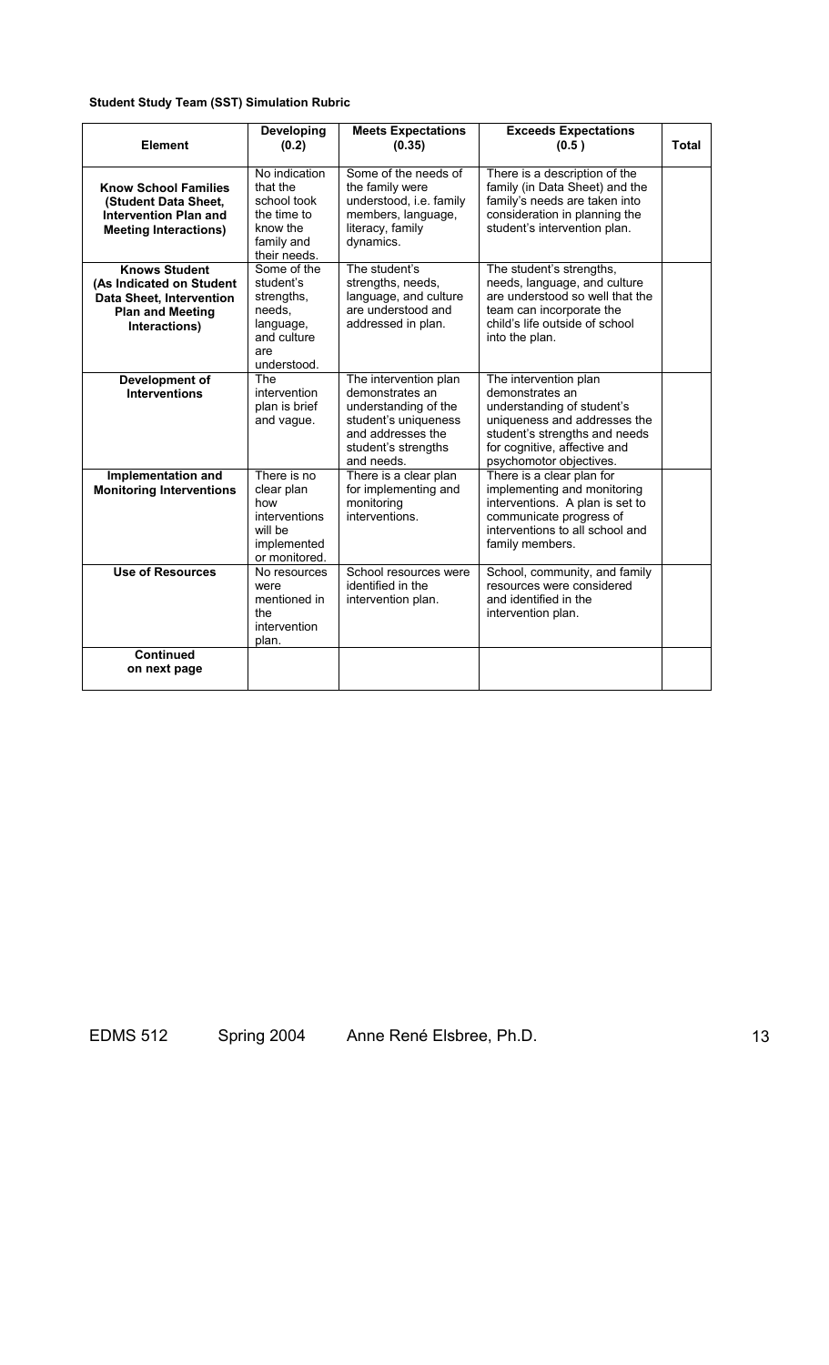**Student Study Team (SST) Simulation Rubric**

| Element | Developing (0.2) | Meets Expectations (0.35) | Exceeds Expectations (0.5 ) | Total |
|---|---|---|---|---|
| **Know School Families (Student Data Sheet, Intervention Plan and Meeting Interactions)** | No indication that the school took the time to know the family and their needs. | Some of the needs of the family were understood, i.e. family members, language, literacy, family dynamics. | There is a description of the family (in Data Sheet) and the family's needs are taken into consideration in planning the student's intervention plan. | |
| **Knows Student (As Indicated on Student Data Sheet, Intervention Plan and Meeting Interactions)** | Some of the student's strengths, needs, language, and culture are understood. | The student's strengths, needs, language, and culture are understood and addressed in plan. | The student's strengths, needs, language, and culture are understood so well that the team can incorporate the child's life outside of school into the plan. | |
| **Development of Interventions** | The intervention plan is brief and vague. | The intervention plan demonstrates an understanding of the student's uniqueness and addresses the student's strengths and needs. | The intervention plan demonstrates an understanding of student's uniqueness and addresses the student's strengths and needs for cognitive, affective and psychomotor objectives. | |
| **Implementation and Monitoring Interventions** | There is no clear plan how interventions will be implemented or monitored. | There is a clear plan for implementing and monitoring interventions. | There is a clear plan for implementing and monitoring interventions. A plan is set to communicate progress of interventions to all school and family members. | |
| **Use of Resources** | No resources were mentioned in the intervention plan. | School resources were identified in the intervention plan. | School, community, and family resources were considered and identified in the intervention plan. | |
| **Continued on next page** | | | | |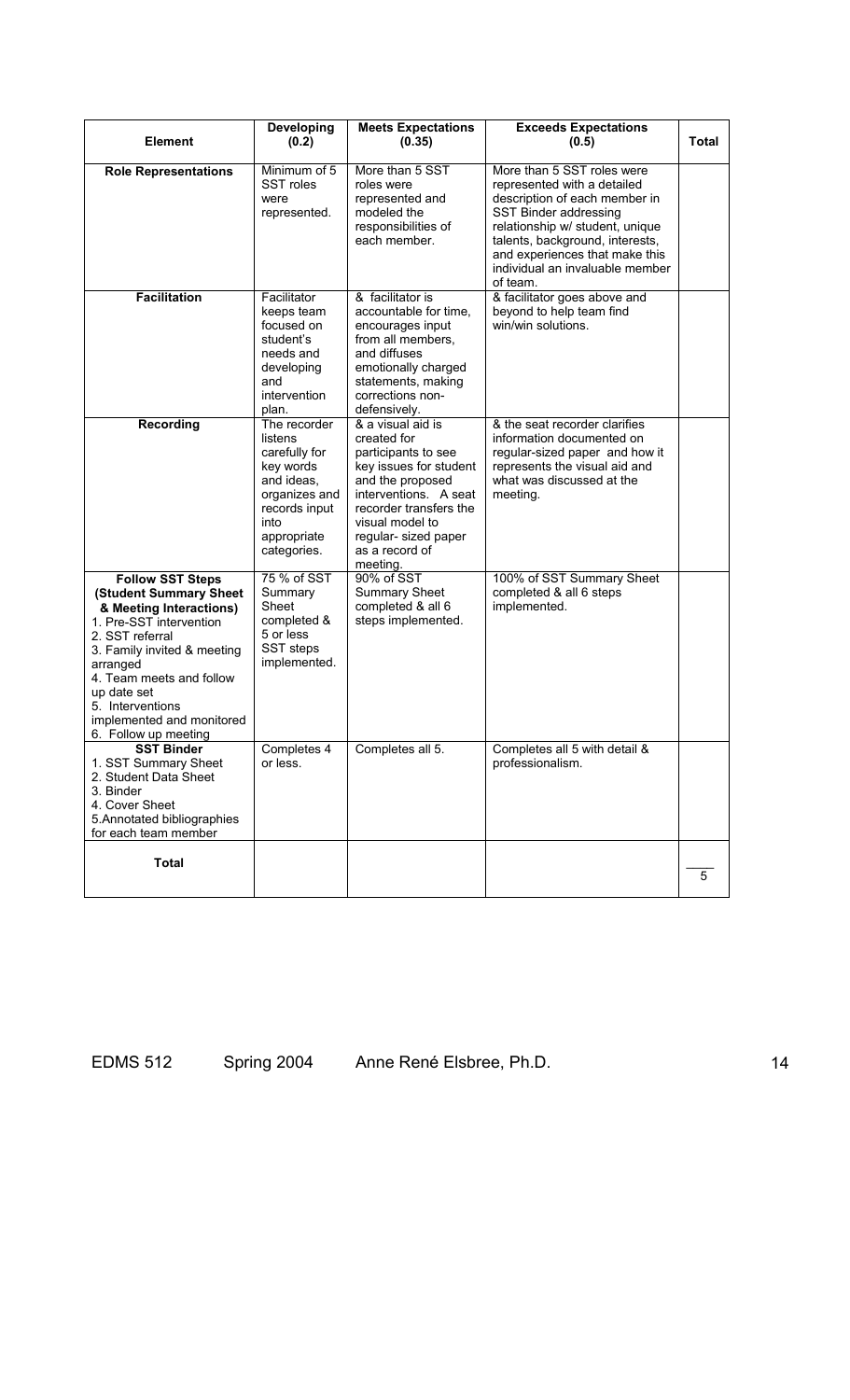| Element | Developing (0.2) | Meets Expectations (0.35) | Exceeds Expectations (0.5) | Total |
|---|---|---|---|---|
| **Role Representations** | Minimum of 5 SST roles were represented. | More than 5 SST roles were represented and modeled the responsibilities of each member. | More than 5 SST roles were represented with a detailed description of each member in SST Binder addressing relationship w/ student, unique talents, background, interests, and experiences that make this individual an invaluable member of team. | |
| **Facilitation** | Facilitator keeps team focused on student's needs and developing and intervention plan. | & facilitator is accountable for time, encourages input from all members, and diffuses emotionally charged statements, making corrections non-defensively. | & facilitator goes above and beyond to help team find win/win solutions. | |
| **Recording** | The recorder listens carefully for key words and ideas, organizes and records input into appropriate categories. | & a visual aid is created for participants to see key issues for student and the proposed interventions. A seat recorder transfers the visual model to regular- sized paper as a record of meeting. | & the seat recorder clarifies information documented on regular-sized paper and how it represents the visual aid and what was discussed at the meeting. | |
| **Follow SST Steps (Student Summary Sheet & Meeting Interactions)**<br>1. Pre-SST intervention<br>2. SST referral<br>3. Family invited & meeting arranged<br>4. Team meets and follow up date set<br>5. Interventions implemented and monitored<br>6. Follow up meeting | 75 % of SST Summary Sheet completed & 5 or less SST steps implemented. | 90% of SST Summary Sheet completed & all 6 steps implemented. | 100% of SST Summary Sheet completed & all 6 steps implemented. | |
| **SST Binder**<br>1. SST Summary Sheet<br>2. Student Data Sheet<br>3. Binder<br>4. Cover Sheet<br>5.Annotated bibliographies for each team member | Completes 4 or less. | Completes all 5. | Completes all 5 with detail & professionalism. | |
| **Total** | | | | ___<br>5 |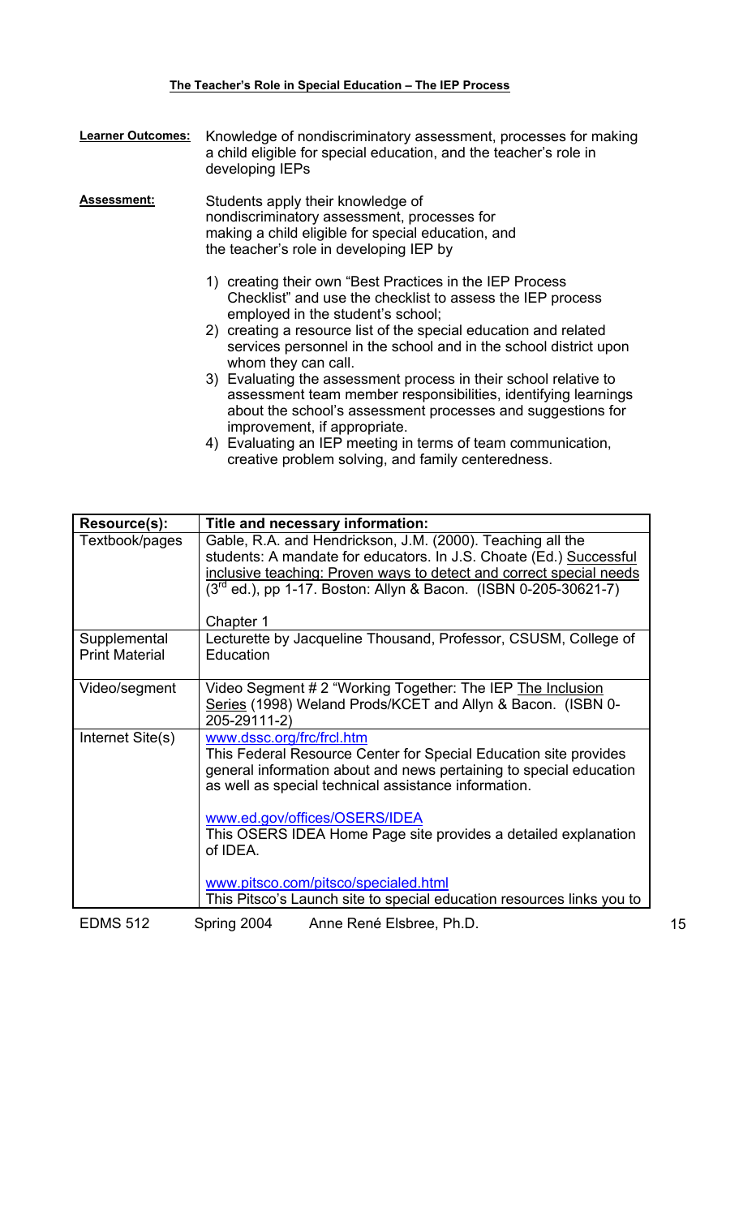## The Teacher's Role in Special Education – The IEP Process

**Learner Outcomes:** Knowledge of nondiscriminatory assessment, processes for making a child eligible for special education, and the teacher's role in developing IEPs

**Assessment:** Students apply their knowledge of nondiscriminatory assessment, processes for making a child eligible for special education, and the teacher's role in developing IEP by

1) creating their own "Best Practices in the IEP Process Checklist" and use the checklist to assess the IEP process employed in the student's school;
2) creating a resource list of the special education and related services personnel in the school and in the school district upon whom they can call.
3) Evaluating the assessment process in their school relative to assessment team member responsibilities, identifying learnings about the school's assessment processes and suggestions for improvement, if appropriate.
4) Evaluating an IEP meeting in terms of team communication, creative problem solving, and family centeredness.

| Resource(s): | Title and necessary information: |
|---|---|
| Textbook/pages | Gable, R.A. and Hendrickson, J.M. (2000). Teaching all the students: A mandate for educators. In J.S. Choate (Ed.) Successful inclusive teaching: Proven ways to detect and correct special needs (3rd ed.), pp 1-17. Boston: Allyn & Bacon. (ISBN 0-205-30621-7)<br><br>Chapter 1 |
| Supplemental Print Material | Lecturette by Jacqueline Thousand, Professor, CSUSM, College of Education |
| Video/segment | Video Segment # 2 "Working Together: The IEP The Inclusion Series (1998) Weland Prods/KCET and Allyn & Bacon. (ISBN 0-205-29111-2) |
| Internet Site(s) | www.dssc.org/frc/frcl.htm<br>This Federal Resource Center for Special Education site provides general information about and news pertaining to special education as well as special technical assistance information.<br><br>www.ed.gov/offices/OSERS/IDEA<br>This OSERS IDEA Home Page site provides a detailed explanation of IDEA.<br><br>www.pitsco.com/pitsco/specialed.html<br>This Pitsco's Launch site to special education resources links you to |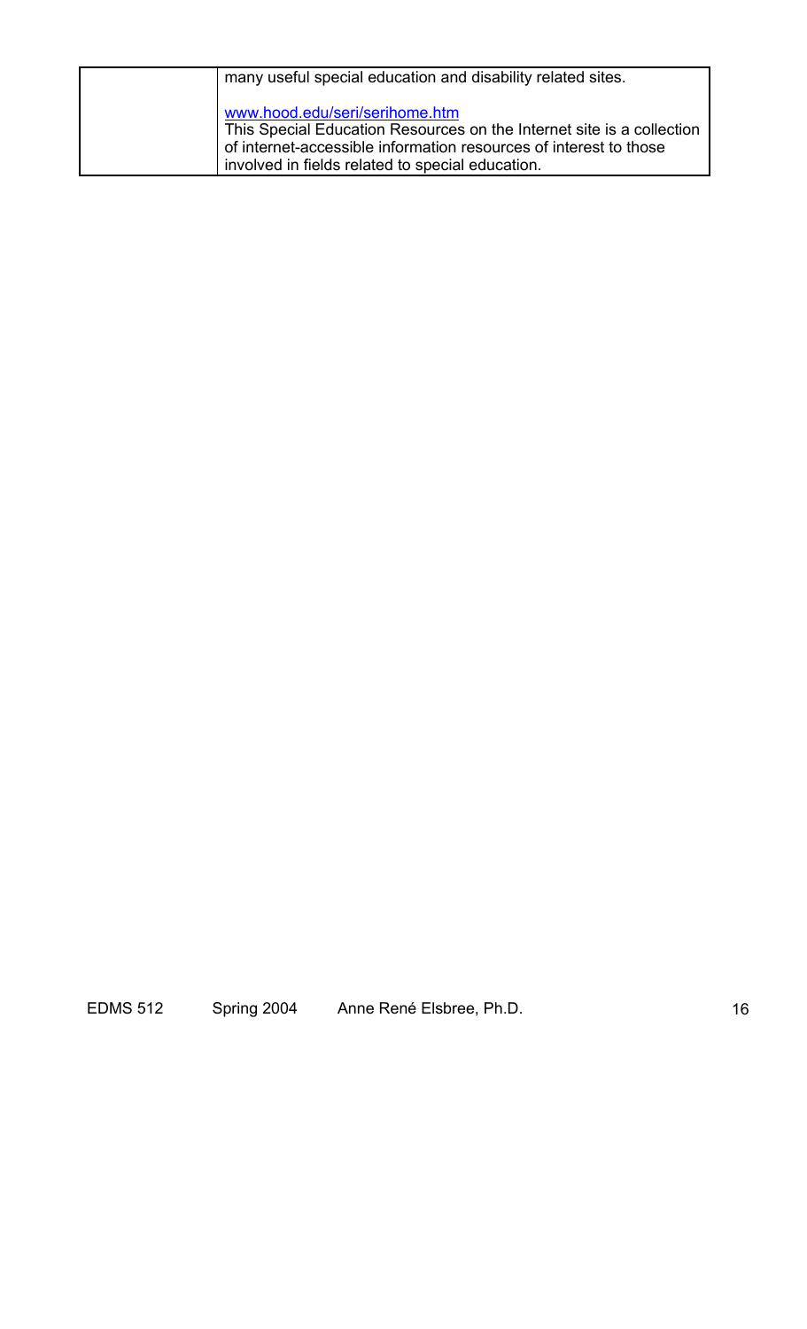| | |
|---|---|
| | many useful special education and disability related sites.<br><br>www.hood.edu/seri/serihome.htm<br>This Special Education Resources on the Internet site is a collection of internet-accessible information resources of interest to those involved in fields related to special education. |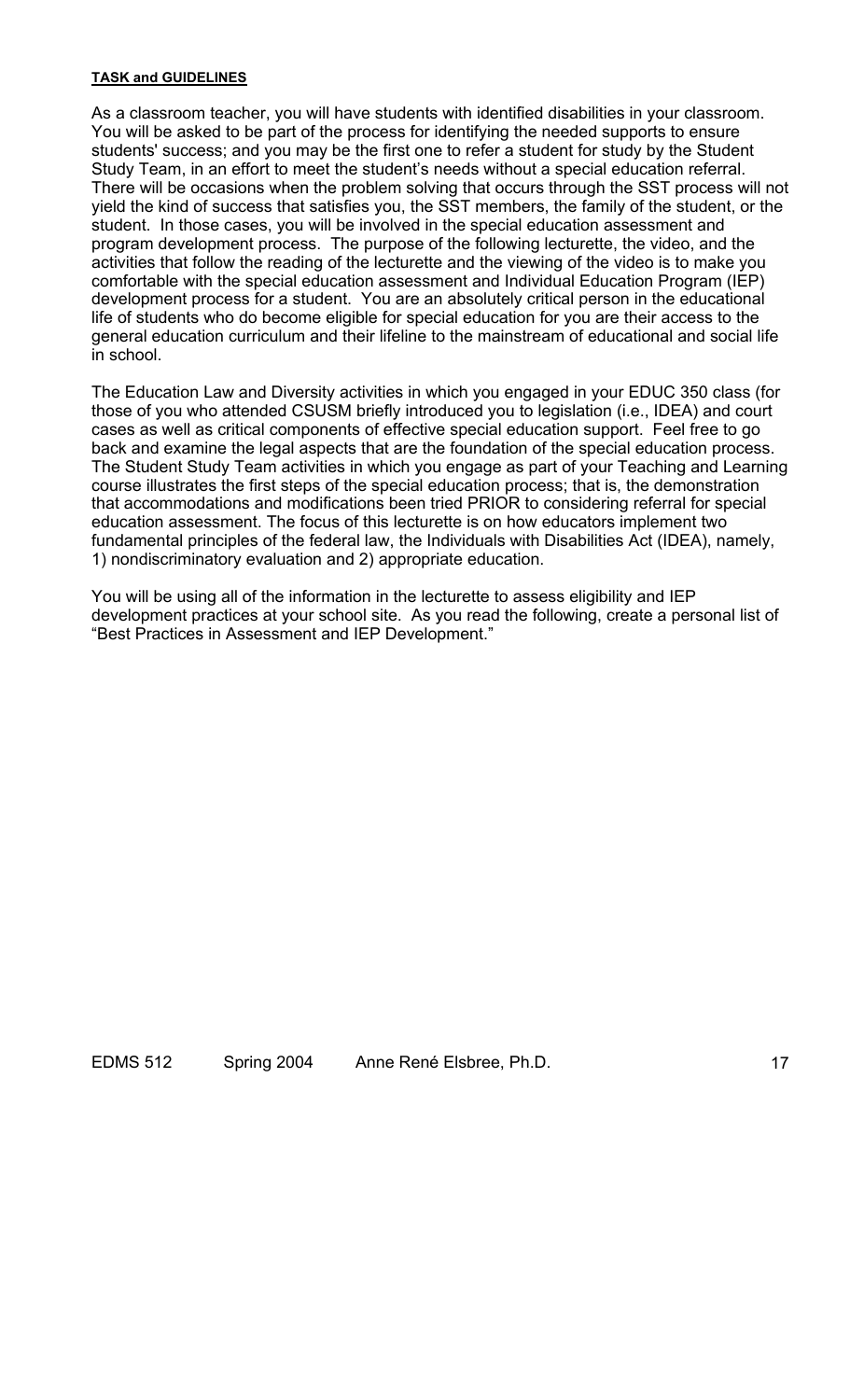**TASK and GUIDELINES**

As a classroom teacher, you will have students with identified disabilities in your classroom. You will be asked to be part of the process for identifying the needed supports to ensure students' success; and you may be the first one to refer a student for study by the Student Study Team, in an effort to meet the student's needs without a special education referral. There will be occasions when the problem solving that occurs through the SST process will not yield the kind of success that satisfies you, the SST members, the family of the student, or the student. In those cases, you will be involved in the special education assessment and program development process. The purpose of the following lecturette, the video, and the activities that follow the reading of the lecturette and the viewing of the video is to make you comfortable with the special education assessment and Individual Education Program (IEP) development process for a student. You are an absolutely critical person in the educational life of students who do become eligible for special education for you are their access to the general education curriculum and their lifeline to the mainstream of educational and social life in school.

The Education Law and Diversity activities in which you engaged in your EDUC 350 class (for those of you who attended CSUSM briefly introduced you to legislation (i.e., IDEA) and court cases as well as critical components of effective special education support. Feel free to go back and examine the legal aspects that are the foundation of the special education process. The Student Study Team activities in which you engage as part of your Teaching and Learning course illustrates the first steps of the special education process; that is, the demonstration that accommodations and modifications been tried PRIOR to considering referral for special education assessment. The focus of this lecturette is on how educators implement two fundamental principles of the federal law, the Individuals with Disabilities Act (IDEA), namely, 1) nondiscriminatory evaluation and 2) appropriate education.

You will be using all of the information in the lecturette to assess eligibility and IEP development practices at your school site. As you read the following, create a personal list of "Best Practices in Assessment and IEP Development."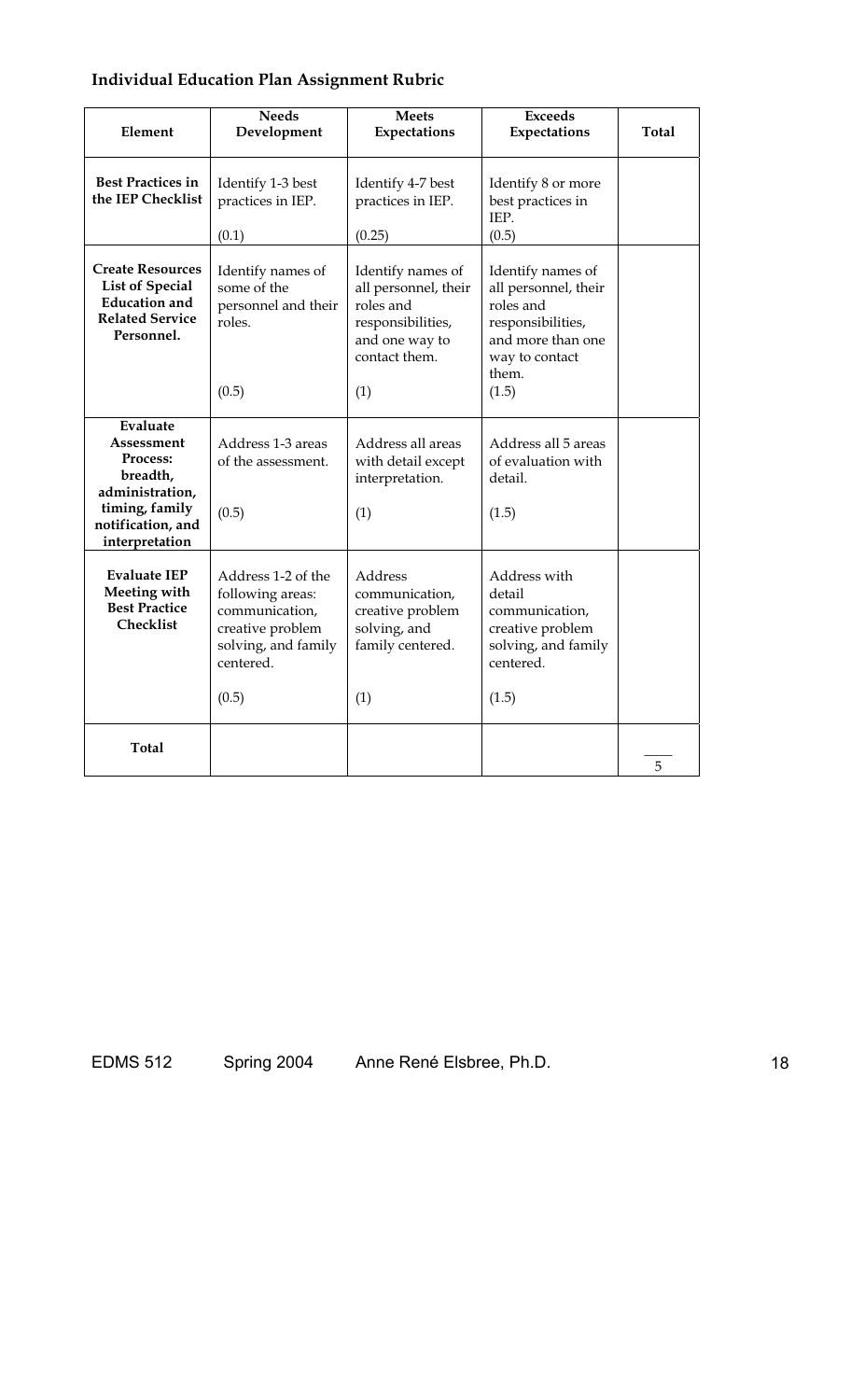**Individual Education Plan Assignment Rubric**

| Element | Needs Development | Meets Expectations | Exceeds Expectations | Total |
|---|---|---|---|---|
| **Best Practices in the IEP Checklist** | Identify 1-3 best practices in IEP. (0.1) | Identify 4-7 best practices in IEP. (0.25) | Identify 8 or more best practices in IEP. (0.5) | |
| **Create Resources List of Special Education and Related Service Personnel.** | Identify names of some of the personnel and their roles. (0.5) | Identify names of all personnel, their roles and responsibilities, and one way to contact them. (1) | Identify names of all personnel, their roles and responsibilities, and more than one way to contact them. (1.5) | |
| **Evaluate Assessment Process: breadth, administration, timing, family notification, and interpretation** | Address 1-3 areas of the assessment. (0.5) | Address all areas with detail except interpretation. (1) | Address all 5 areas of evaluation with detail. (1.5) | |
| **Evaluate IEP Meeting with Best Practice Checklist** | Address 1-2 of the following areas: communication, creative problem solving, and family centered. (0.5) | Address communication, creative problem solving, and family centered. (1) | Address with detail communication, creative problem solving, and family centered. (1.5) | |
| **Total** | | | | ____ / 5 |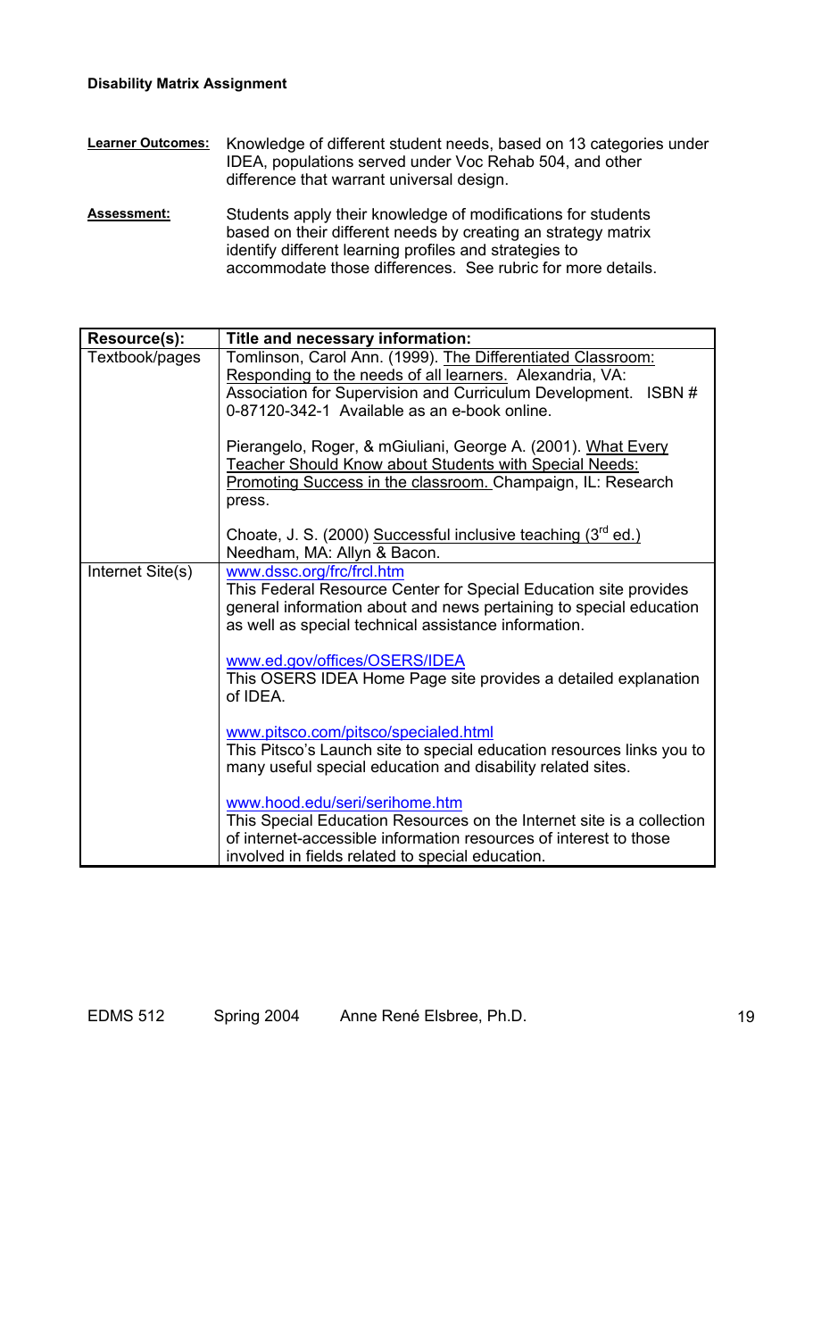**Disability Matrix Assignment**

**Learner Outcomes:** Knowledge of different student needs, based on 13 categories under IDEA, populations served under Voc Rehab 504, and other difference that warrant universal design.

**Assessment:** Students apply their knowledge of modifications for students based on their different needs by creating an strategy matrix identify different learning profiles and strategies to accommodate those differences. See rubric for more details.

| Resource(s): | Title and necessary information: |
|---|---|
| Textbook/pages | Tomlinson, Carol Ann. (1999). The Differentiated Classroom: Responding to the needs of all learners. Alexandria, VA: Association for Supervision and Curriculum Development. ISBN # 0-87120-342-1 Available as an e-book online.<br><br>Pierangelo, Roger, & mGiuliani, George A. (2001). What Every Teacher Should Know about Students with Special Needs: Promoting Success in the classroom. Champaign, IL: Research press.<br><br>Choate, J. S. (2000) Successful inclusive teaching (3rd ed.) Needham, MA: Allyn & Bacon. |
| Internet Site(s) | www.dssc.org/frc/frcl.htm<br>This Federal Resource Center for Special Education site provides general information about and news pertaining to special education as well as special technical assistance information.<br><br>www.ed.gov/offices/OSERS/IDEA<br>This OSERS IDEA Home Page site provides a detailed explanation of IDEA.<br><br>www.pitsco.com/pitsco/specialed.html<br>This Pitsco's Launch site to special education resources links you to many useful special education and disability related sites.<br><br>www.hood.edu/seri/serihome.htm<br>This Special Education Resources on the Internet site is a collection of internet-accessible information resources of interest to those involved in fields related to special education. |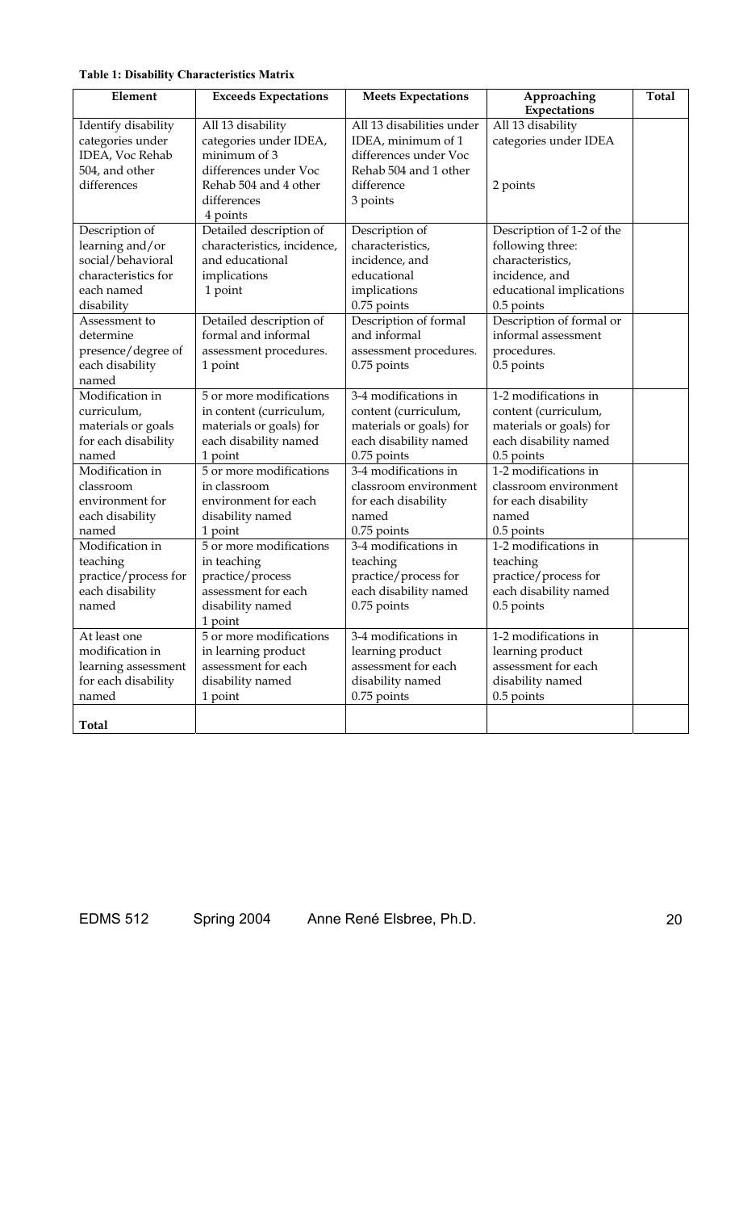**Table 1: Disability Characteristics Matrix**

| Element | Exceeds Expectations | Meets Expectations | Approaching Expectations | Total |
|---|---|---|---|---|
| Identify disability categories under IDEA, Voc Rehab 504, and other differences | All 13 disability categories under IDEA, minimum of 3 differences under Voc Rehab 504 and 4 other differences 4 points | All 13 disabilities under IDEA, minimum of 1 differences under Voc Rehab 504 and 1 other difference 3 points | All 13 disability categories under IDEA 2 points | |
| Description of learning and/or social/behavioral characteristics for each named disability | Detailed description of characteristics, incidence, and educational implications 1 point | Description of characteristics, incidence, and educational implications 0.75 points | Description of 1-2 of the following three: characteristics, incidence, and educational implications 0.5 points | |
| Assessment to determine presence/degree of each disability named | Detailed description of formal and informal assessment procedures. 1 point | Description of formal and informal assessment procedures. 0.75 points | Description of formal or informal assessment procedures. 0.5 points | |
| Modification in curriculum, materials or goals for each disability named | 5 or more modifications in content (curriculum, materials or goals) for each disability named 1 point | 3-4 modifications in content (curriculum, materials or goals) for each disability named 0.75 points | 1-2 modifications in content (curriculum, materials or goals) for each disability named 0.5 points | |
| Modification in classroom environment for each disability named | 5 or more modifications in classroom environment for each disability named 1 point | 3-4 modifications in classroom environment for each disability named 0.75 points | 1-2 modifications in classroom environment for each disability named 0.5 points | |
| Modification in teaching practice/process for each disability named | 5 or more modifications in teaching practice/process for each disability named 1 point | 3-4 modifications in teaching practice/process for each disability named 0.75 points | 1-2 modifications in teaching practice/process for each disability named 0.5 points | |
| At least one modification in learning assessment for each disability named | 5 or more modifications in learning product assessment for each disability named 1 point | 3-4 modifications in learning product assessment for each disability named 0.75 points | 1-2 modifications in learning product assessment for each disability named 0.5 points | |
| **Total** | | | | |